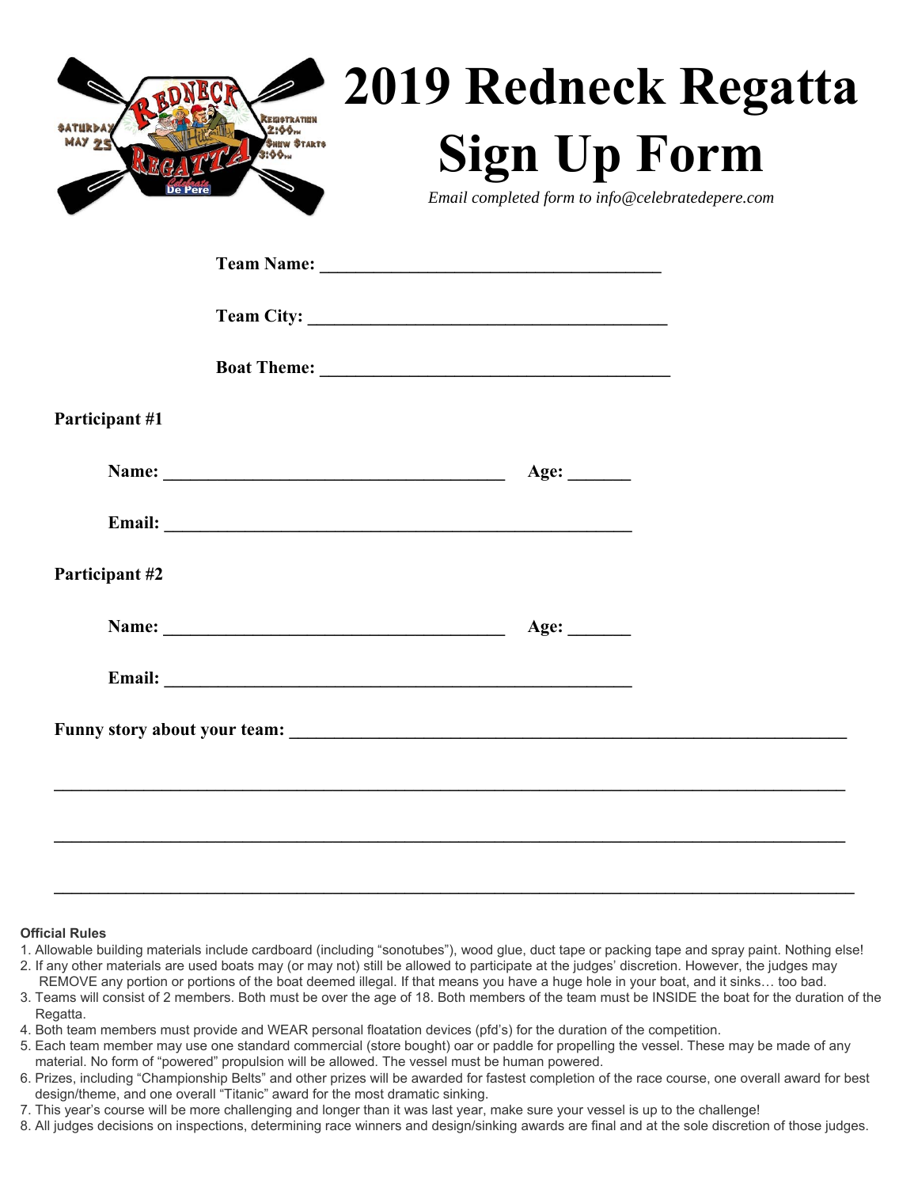# 2019 Redneck Regatta Sign Up Form

*Email completed form to info@celebratedepere.com*

**Team Name:** ____________________________________

**Team City:** ____________________________________

**Boat Theme:** ____________________________________

**Participant #1**

**Name:** ____________________________________ **Age:** _______

**Email:** ____________________________________________

**Participant #2**

**Name:** ____________________________________ **Age:** _______

**Email:** ____________________________________________

**Funny story about your team:** ____________________________________________________________

______________________________________________________________________________

______________________________________________________________________________

______________________________________________________________________________

**Official Rules**

1. Allowable building materials include cardboard (including "sonotubes"), wood glue, duct tape or packing tape and spray paint. Nothing else!
2. If any other materials are used boats may (or may not) still be allowed to participate at the judges' discretion. However, the judges may REMOVE any portion or portions of the boat deemed illegal. If that means you have a huge hole in your boat, and it sinks… too bad.
3. Teams will consist of 2 members. Both must be over the age of 18. Both members of the team must be INSIDE the boat for the duration of the Regatta.
4. Both team members must provide and WEAR personal floatation devices (pfd's) for the duration of the competition.
5. Each team member may use one standard commercial (store bought) oar or paddle for propelling the vessel. These may be made of any material. No form of "powered" propulsion will be allowed. The vessel must be human powered.
6. Prizes, including "Championship Belts" and other prizes will be awarded for fastest completion of the race course, one overall award for best design/theme, and one overall "Titanic" award for the most dramatic sinking.
7. This year's course will be more challenging and longer than it was last year, make sure your vessel is up to the challenge!
8. All judges decisions on inspections, determining race winners and design/sinking awards are final and at the sole discretion of those judges.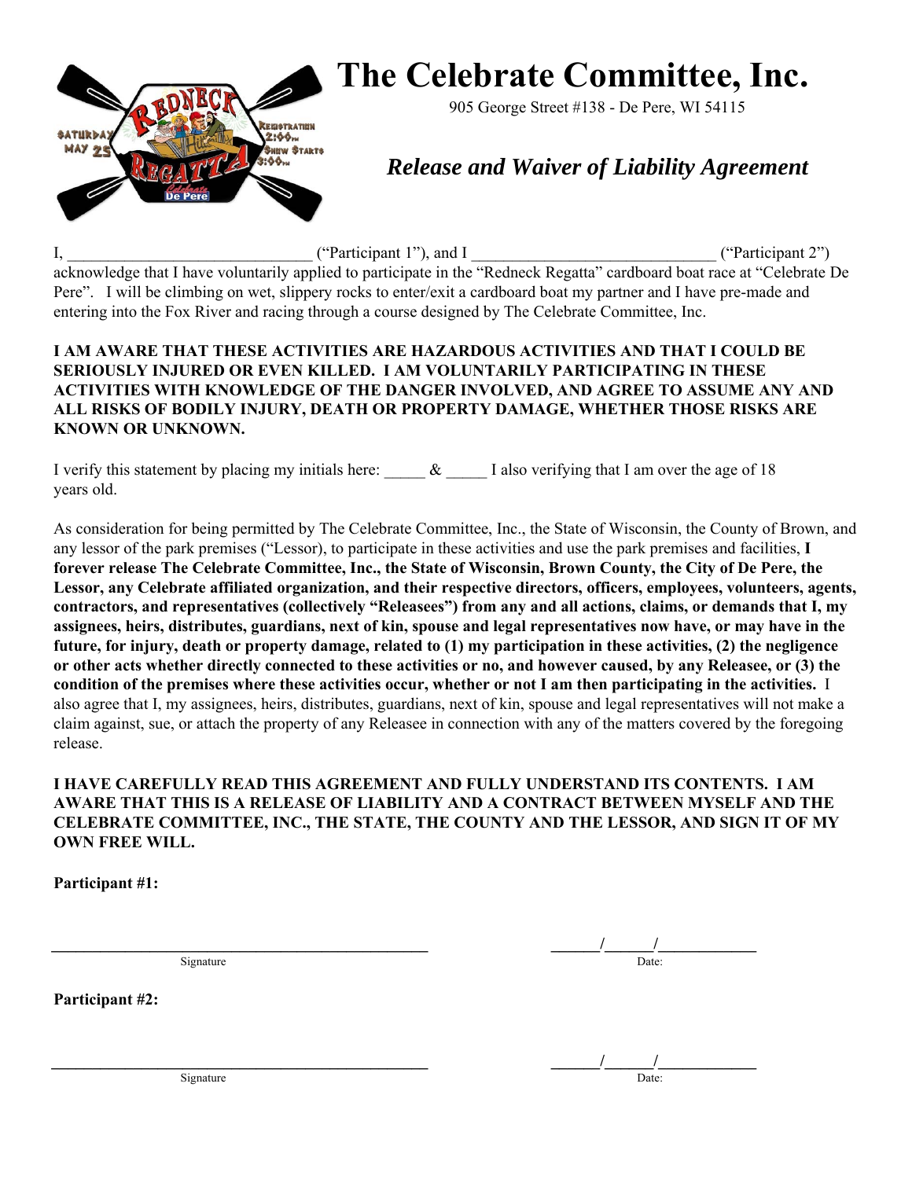# The Celebrate Committee, Inc.

905 George Street #138 - De Pere, WI 54115

## *Release and Waiver of Liability Agreement*

I, ______________________________ ("Participant 1"), and I ______________________________ ("Participant 2") acknowledge that I have voluntarily applied to participate in the "Redneck Regatta" cardboard boat race at "Celebrate De Pere". I will be climbing on wet, slippery rocks to enter/exit a cardboard boat my partner and I have pre-made and entering into the Fox River and racing through a course designed by The Celebrate Committee, Inc.

**I AM AWARE THAT THESE ACTIVITIES ARE HAZARDOUS ACTIVITIES AND THAT I COULD BE SERIOUSLY INJURED OR EVEN KILLED. I AM VOLUNTARILY PARTICIPATING IN THESE ACTIVITIES WITH KNOWLEDGE OF THE DANGER INVOLVED, AND AGREE TO ASSUME ANY AND ALL RISKS OF BODILY INJURY, DEATH OR PROPERTY DAMAGE, WHETHER THOSE RISKS ARE KNOWN OR UNKNOWN.**

I verify this statement by placing my initials here: _____ & _____ I also verifying that I am over the age of 18 years old.

As consideration for being permitted by The Celebrate Committee, Inc., the State of Wisconsin, the County of Brown, and any lessor of the park premises ("Lessor), to participate in these activities and use the park premises and facilities, **I forever release The Celebrate Committee, Inc., the State of Wisconsin, Brown County, the City of De Pere, the Lessor, any Celebrate affiliated organization, and their respective directors, officers, employees, volunteers, agents, contractors, and representatives (collectively "Releasees") from any and all actions, claims, or demands that I, my assignees, heirs, distributes, guardians, next of kin, spouse and legal representatives now have, or may have in the future, for injury, death or property damage, related to (1) my participation in these activities, (2) the negligence or other acts whether directly connected to these activities or no, and however caused, by any Releasee, or (3) the condition of the premises where these activities occur, whether or not I am then participating in the activities.** I also agree that I, my assignees, heirs, distributes, guardians, next of kin, spouse and legal representatives will not make a claim against, sue, or attach the property of any Releasee in connection with any of the matters covered by the foregoing release.

**I HAVE CAREFULLY READ THIS AGREEMENT AND FULLY UNDERSTAND ITS CONTENTS. I AM AWARE THAT THIS IS A RELEASE OF LIABILITY AND A CONTRACT BETWEEN MYSELF AND THE CELEBRATE COMMITTEE, INC., THE STATE, THE COUNTY AND THE LESSOR, AND SIGN IT OF MY OWN FREE WILL.**

**Participant #1:**

______________________________________________ ______/______/____________

Signature Date:

**Participant #2:**

______________________________________________ ______/______/____________

Signature Date: